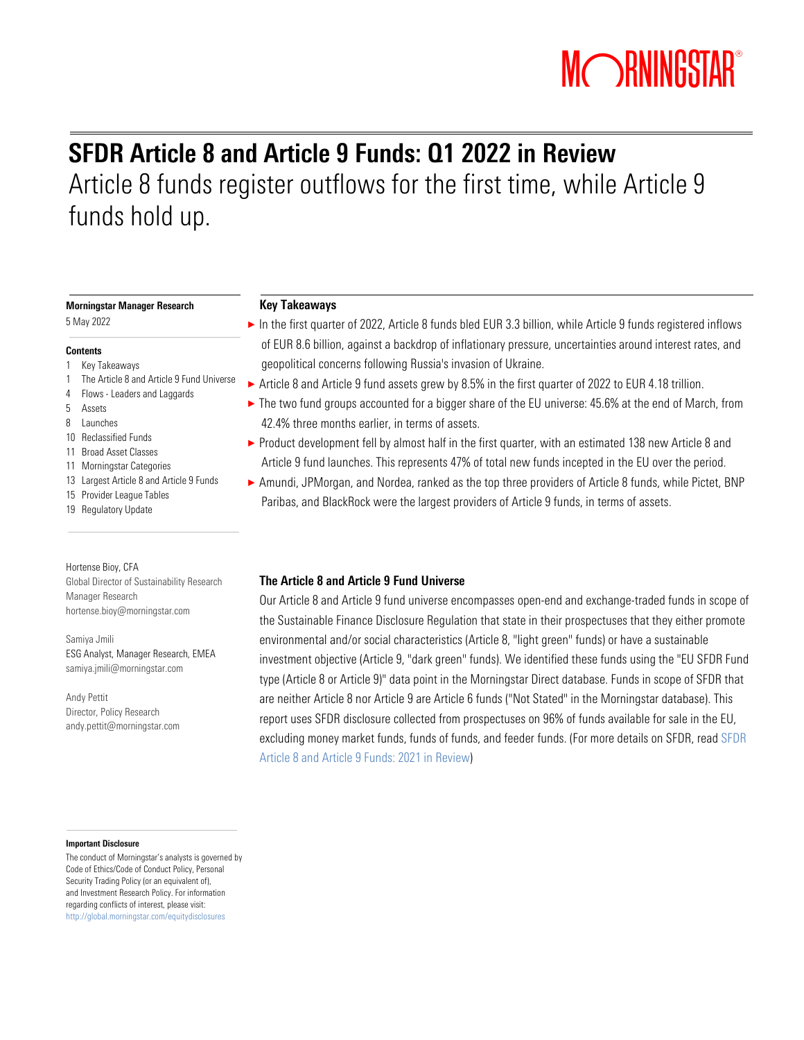# SFDR Article 8 and Article 9 Funds: Q1 2022 in Review

Article 8 funds register outflows for the first time, while Article 9 funds hold up.

**Morningstar Manager Research**

5 May 2022

**Contents**

1 Key Takeaways
1 The Article 8 and Article 9 Fund Universe
4 Flows - Leaders and Laggards
5 Assets
8 Launches
10 Reclassified Funds
11 Broad Asset Classes
11 Morningstar Categories
13 Largest Article 8 and Article 9 Funds
15 Provider League Tables
19 Regulatory Update

Hortense Bioy, CFA
Global Director of Sustainability Research
Manager Research
hortense.bioy@morningstar.com

Samiya Jmili
ESG Analyst, Manager Research, EMEA
samiya.jmili@morningstar.com

Andy Pettit
Director, Policy Research
andy.pettit@morningstar.com

## Key Takeaways

- In the first quarter of 2022, Article 8 funds bled EUR 3.3 billion, while Article 9 funds registered inflows of EUR 8.6 billion, against a backdrop of inflationary pressure, uncertainties around interest rates, and geopolitical concerns following Russia's invasion of Ukraine.
- Article 8 and Article 9 fund assets grew by 8.5% in the first quarter of 2022 to EUR 4.18 trillion.
- The two fund groups accounted for a bigger share of the EU universe: 45.6% at the end of March, from 42.4% three months earlier, in terms of assets.
- Product development fell by almost half in the first quarter, with an estimated 138 new Article 8 and Article 9 fund launches. This represents 47% of total new funds incepted in the EU over the period.
- Amundi, JPMorgan, and Nordea, ranked as the top three providers of Article 8 funds, while Pictet, BNP Paribas, and BlackRock were the largest providers of Article 9 funds, in terms of assets.

## The Article 8 and Article 9 Fund Universe

Our Article 8 and Article 9 fund universe encompasses open-end and exchange-traded funds in scope of the Sustainable Finance Disclosure Regulation that state in their prospectuses that they either promote environmental and/or social characteristics (Article 8, "light green" funds) or have a sustainable investment objective (Article 9, "dark green" funds). We identified these funds using the "EU SFDR Fund type (Article 8 or Article 9)" data point in the Morningstar Direct database. Funds in scope of SFDR that are neither Article 8 nor Article 9 are Article 6 funds ("Not Stated" in the Morningstar database). This report uses SFDR disclosure collected from prospectuses on 96% of funds available for sale in the EU, excluding money market funds, funds of funds, and feeder funds. (For more details on SFDR, read SFDR Article 8 and Article 9 Funds: 2021 in Review)

**Important Disclosure**

The conduct of Morningstar's analysts is governed by Code of Ethics/Code of Conduct Policy, Personal Security Trading Policy (or an equivalent of), and Investment Research Policy. For information regarding conflicts of interest, please visit: http://global.morningstar.com/equitydisclosures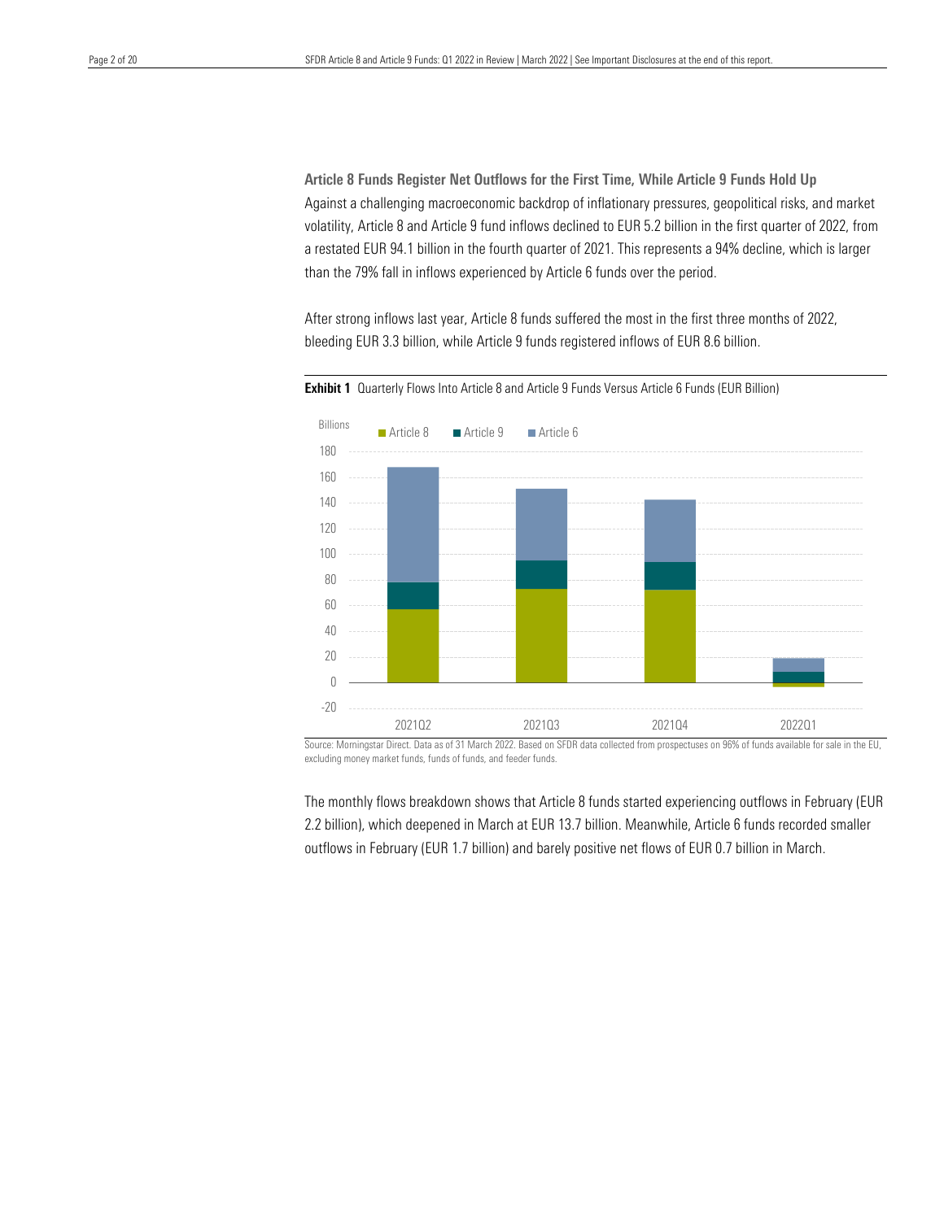### Article 8 Funds Register Net Outflows for the First Time, While Article 9 Funds Hold Up

Against a challenging macroeconomic backdrop of inflationary pressures, geopolitical risks, and market volatility, Article 8 and Article 9 fund inflows declined to EUR 5.2 billion in the first quarter of 2022, from a restated EUR 94.1 billion in the fourth quarter of 2021. This represents a 94% decline, which is larger than the 79% fall in inflows experienced by Article 6 funds over the period.

After strong inflows last year, Article 8 funds suffered the most in the first three months of 2022, bleeding EUR 3.3 billion, while Article 9 funds registered inflows of EUR 8.6 billion.

**Exhibit 1** Quarterly Flows Into Article 8 and Article 9 Funds Versus Article 6 Funds (EUR Billion)

Source: Morningstar Direct. Data as of 31 March 2022. Based on SFDR data collected from prospectuses on 96% of funds available for sale in the EU, excluding money market funds, funds of funds, and feeder funds.

The monthly flows breakdown shows that Article 8 funds started experiencing outflows in February (EUR 2.2 billion), which deepened in March at EUR 13.7 billion. Meanwhile, Article 6 funds recorded smaller outflows in February (EUR 1.7 billion) and barely positive net flows of EUR 0.7 billion in March.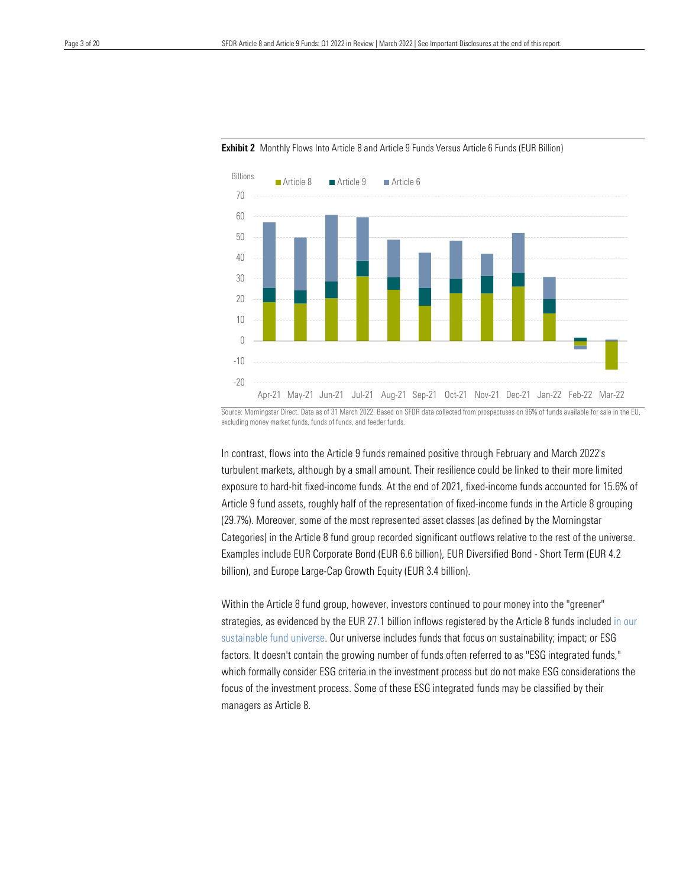**Exhibit 2** Monthly Flows Into Article 8 and Article 9 Funds Versus Article 6 Funds (EUR Billion)

Source: Morningstar Direct. Data as of 31 March 2022. Based on SFDR data collected from prospectuses on 96% of funds available for sale in the EU, excluding money market funds, funds of funds, and feeder funds.

In contrast, flows into the Article 9 funds remained positive through February and March 2022's turbulent markets, although by a small amount. Their resilience could be linked to their more limited exposure to hard-hit fixed-income funds. At the end of 2021, fixed-income funds accounted for 15.6% of Article 9 fund assets, roughly half of the representation of fixed-income funds in the Article 8 grouping (29.7%). Moreover, some of the most represented asset classes (as defined by the Morningstar Categories) in the Article 8 fund group recorded significant outflows relative to the rest of the universe. Examples include EUR Corporate Bond (EUR 6.6 billion), EUR Diversified Bond - Short Term (EUR 4.2 billion), and Europe Large-Cap Growth Equity (EUR 3.4 billion).

Within the Article 8 fund group, however, investors continued to pour money into the "greener" strategies, as evidenced by the EUR 27.1 billion inflows registered by the Article 8 funds included in our sustainable fund universe. Our universe includes funds that focus on sustainability; impact; or ESG factors. It doesn't contain the growing number of funds often referred to as "ESG integrated funds," which formally consider ESG criteria in the investment process but do not make ESG considerations the focus of the investment process. Some of these ESG integrated funds may be classified by their managers as Article 8.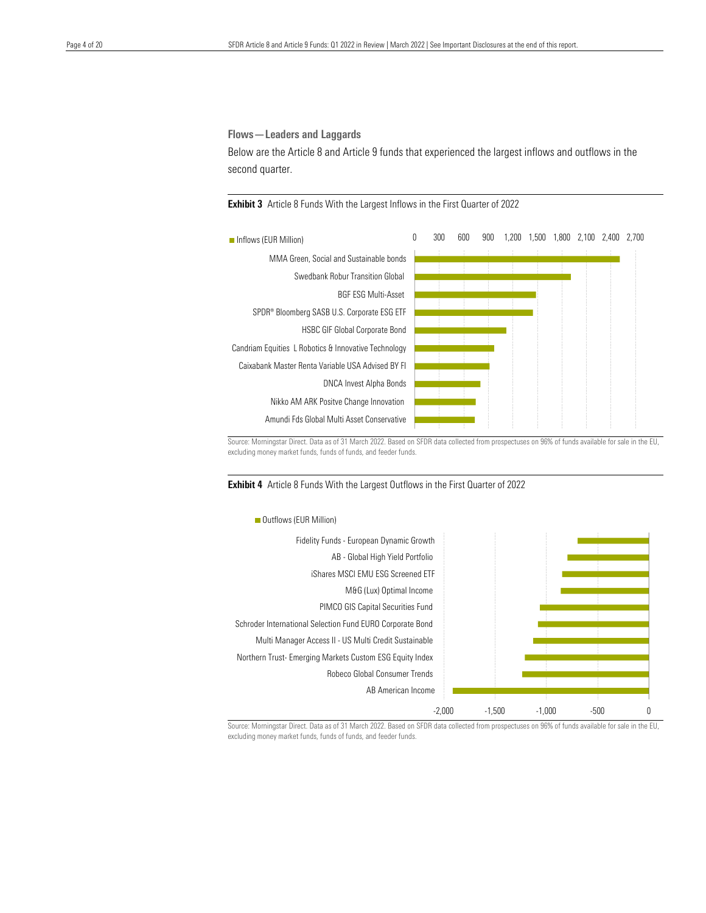## Flows—Leaders and Laggards

Below are the Article 8 and Article 9 funds that experienced the largest inflows and outflows in the second quarter.

**Exhibit 3** Article 8 Funds With the Largest Inflows in the First Quarter of 2022

■ Inflows (EUR Million)

0 300 600 900 1,200 1,500 1,800 2,100 2,400 2,700

- MMA Green, Social and Sustainable bonds
- Swedbank Robur Transition Global
- BGF ESG Multi-Asset
- SPDR® Bloomberg SASB U.S. Corporate ESG ETF
- HSBC GIF Global Corporate Bond
- Candriam Equities L Robotics & Innovative Technology
- Caixabank Master Renta Variable USA Advised BY FI
- DNCA Invest Alpha Bonds
- Nikko AM ARK Positve Change Innovation
- Amundi Fds Global Multi Asset Conservative

Source: Morningstar Direct. Data as of 31 March 2022. Based on SFDR data collected from prospectuses on 96% of funds available for sale in the EU, excluding money market funds, funds of funds, and feeder funds.

**Exhibit 4** Article 8 Funds With the Largest Outflows in the First Quarter of 2022

■ Outflows (EUR Million)

- Fidelity Funds - European Dynamic Growth
- AB - Global High Yield Portfolio
- iShares MSCI EMU ESG Screened ETF
- M&G (Lux) Optimal Income
- PIMCO GIS Capital Securities Fund
- Schroder International Selection Fund EURO Corporate Bond
- Multi Manager Access II - US Multi Credit Sustainable
- Northern Trust- Emerging Markets Custom ESG Equity Index
- Robeco Global Consumer Trends
- AB American Income

-2,000 -1,500 -1,000 -500 0

Source: Morningstar Direct. Data as of 31 March 2022. Based on SFDR data collected from prospectuses on 96% of funds available for sale in the EU, excluding money market funds, funds of funds, and feeder funds.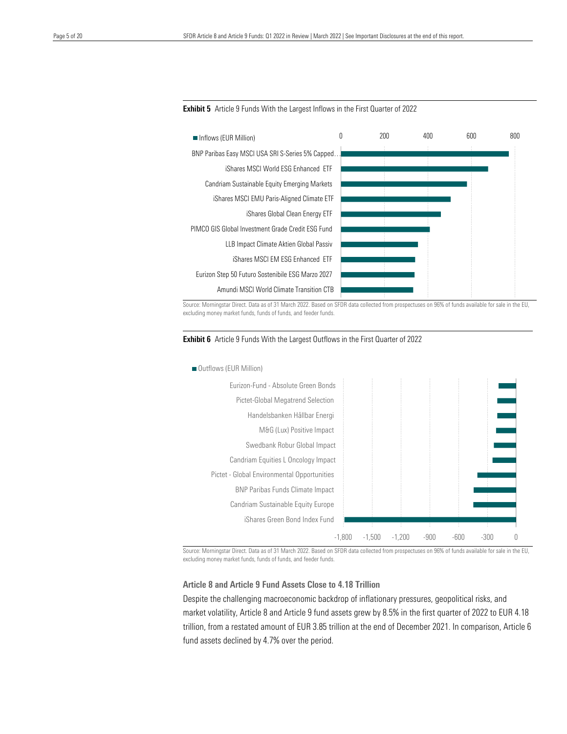**Exhibit 5** Article 9 Funds With the Largest Inflows in the First Quarter of 2022

| Fund | Inflows (EUR Million) |
|---|---|
| BNP Paribas Easy MSCI USA SRI S-Series 5% Capped… | |
| iShares MSCI World ESG Enhanced ETF | |
| Candriam Sustainable Equity Emerging Markets | |
| iShares MSCI EMU Paris-Aligned Climate ETF | |
| iShares Global Clean Energy ETF | |
| PIMCO GIS Global Investment Grade Credit ESG Fund | |
| LLB Impact Climate Aktien Global Passiv | |
| iShares MSCI EM ESG Enhanced ETF | |
| Eurizon Step 50 Futuro Sostenibile ESG Marzo 2027 | |
| Amundi MSCI World Climate Transition CTB | |

Source: Morningstar Direct. Data as of 31 March 2022. Based on SFDR data collected from prospectuses on 96% of funds available for sale in the EU, excluding money market funds, funds of funds, and feeder funds.

**Exhibit 6** Article 9 Funds With the Largest Outflows in the First Quarter of 2022

| Fund | Outflows (EUR Million) |
|---|---|
| Eurizon-Fund - Absolute Green Bonds | |
| Pictet-Global Megatrend Selection | |
| Handelsbanken Hållbar Energi | |
| M&G (Lux) Positive Impact | |
| Swedbank Robur Global Impact | |
| Candriam Equities L Oncology Impact | |
| Pictet - Global Environmental Opportunities | |
| BNP Paribas Funds Climate Impact | |
| Candriam Sustainable Equity Europe | |
| iShares Green Bond Index Fund | |

Source: Morningstar Direct. Data as of 31 March 2022. Based on SFDR data collected from prospectuses on 96% of funds available for sale in the EU, excluding money market funds, funds of funds, and feeder funds.

### Article 8 and Article 9 Fund Assets Close to 4.18 Trillion

Despite the challenging macroeconomic backdrop of inflationary pressures, geopolitical risks, and market volatility, Article 8 and Article 9 fund assets grew by 8.5% in the first quarter of 2022 to EUR 4.18 trillion, from a restated amount of EUR 3.85 trillion at the end of December 2021. In comparison, Article 6 fund assets declined by 4.7% over the period.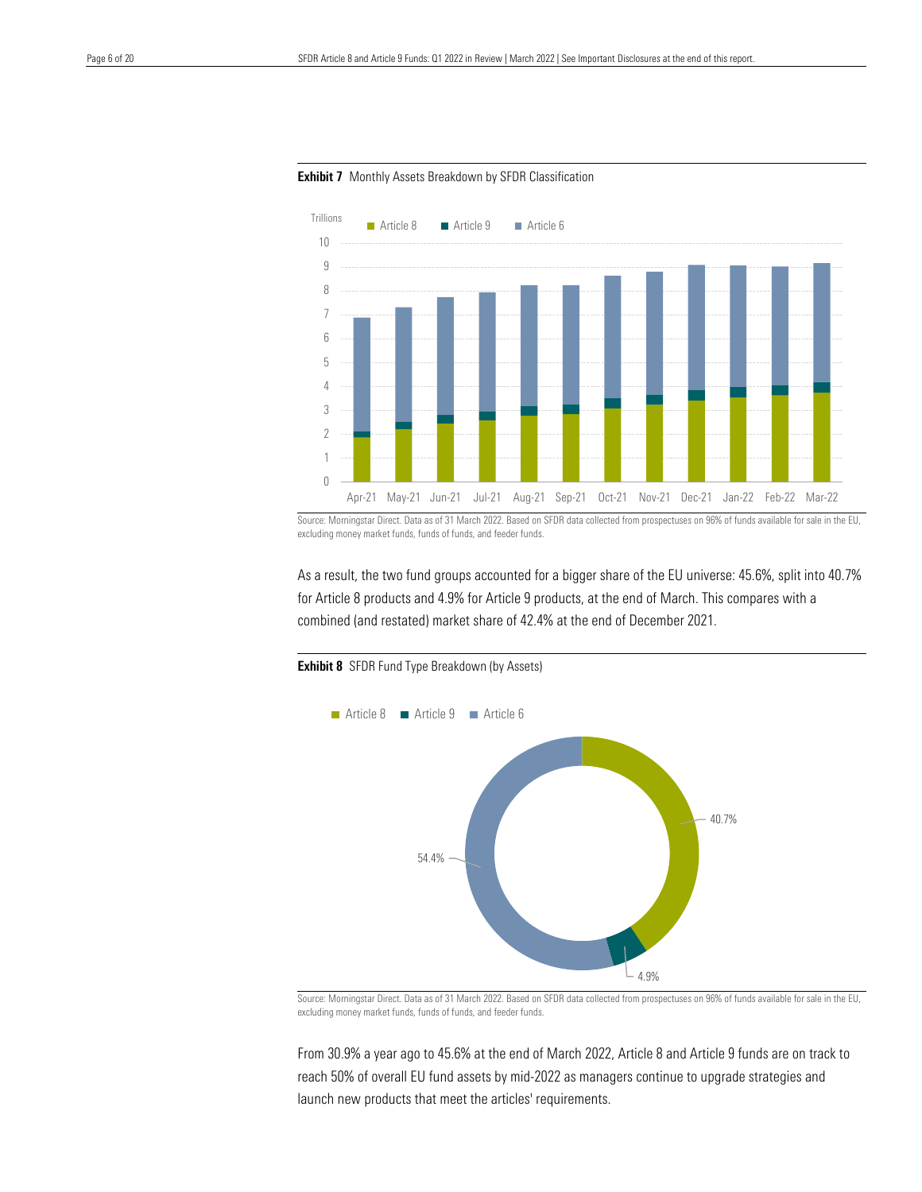**Exhibit 7** Monthly Assets Breakdown by SFDR Classification

Source: Morningstar Direct. Data as of 31 March 2022. Based on SFDR data collected from prospectuses on 96% of funds available for sale in the EU, excluding money market funds, funds of funds, and feeder funds.

As a result, the two fund groups accounted for a bigger share of the EU universe: 45.6%, split into 40.7% for Article 8 products and 4.9% for Article 9 products, at the end of March. This compares with a combined (and restated) market share of 42.4% at the end of December 2021.

**Exhibit 8** SFDR Fund Type Breakdown (by Assets)

Source: Morningstar Direct. Data as of 31 March 2022. Based on SFDR data collected from prospectuses on 96% of funds available for sale in the EU, excluding money market funds, funds of funds, and feeder funds.

From 30.9% a year ago to 45.6% at the end of March 2022, Article 8 and Article 9 funds are on track to reach 50% of overall EU fund assets by mid-2022 as managers continue to upgrade strategies and launch new products that meet the articles' requirements.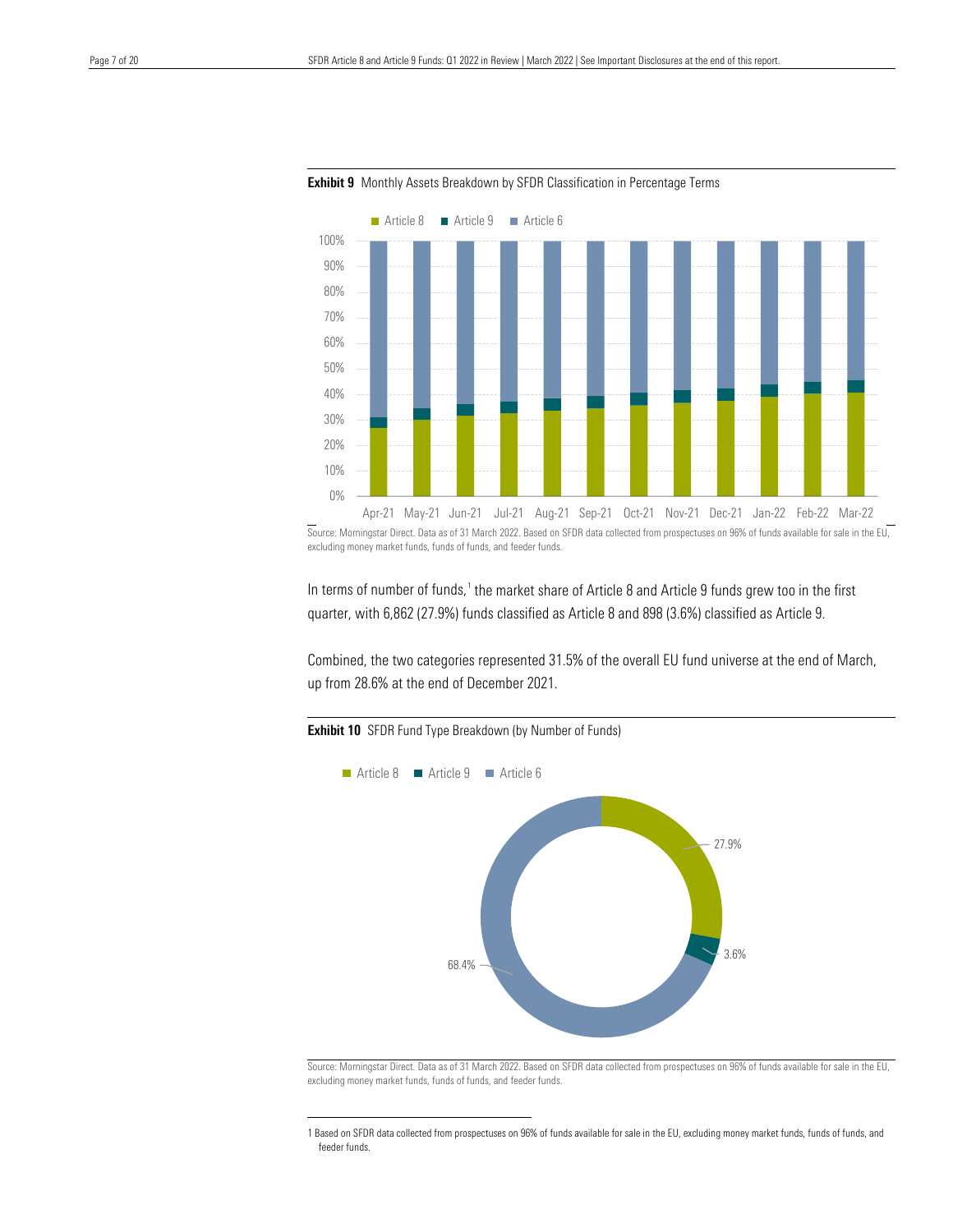**Exhibit 9** Monthly Assets Breakdown by SFDR Classification in Percentage Terms

Source: Morningstar Direct. Data as of 31 March 2022. Based on SFDR data collected from prospectuses on 96% of funds available for sale in the EU, excluding money market funds, funds of funds, and feeder funds.

In terms of number of funds,[1] the market share of Article 8 and Article 9 funds grew too in the first quarter, with 6,862 (27.9%) funds classified as Article 8 and 898 (3.6%) classified as Article 9.

Combined, the two categories represented 31.5% of the overall EU fund universe at the end of March, up from 28.6% at the end of December 2021.

**Exhibit 10** SFDR Fund Type Breakdown (by Number of Funds)

Source: Morningstar Direct. Data as of 31 March 2022. Based on SFDR data collected from prospectuses on 96% of funds available for sale in the EU, excluding money market funds, funds of funds, and feeder funds.

1 Based on SFDR data collected from prospectuses on 96% of funds available for sale in the EU, excluding money market funds, funds of funds, and feeder funds.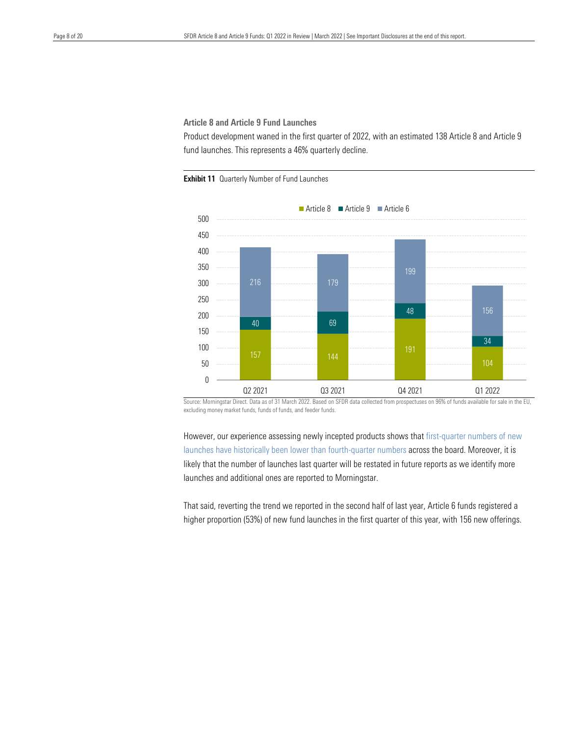### Article 8 and Article 9 Fund Launches

Product development waned in the first quarter of 2022, with an estimated 138 Article 8 and Article 9 fund launches. This represents a 46% quarterly decline.

**Exhibit 11** Quarterly Number of Fund Launches

| | Q2 2021 | Q3 2021 | Q4 2021 | Q1 2022 |
|---|---|---|---|---|
| Article 8 | 157 | 144 | 191 | 104 |
| Article 9 | 40 | 69 | 48 | 34 |
| Article 6 | 216 | 179 | 199 | 156 |

Source: Morningstar Direct. Data as of 31 March 2022. Based on SFDR data collected from prospectuses on 96% of funds available for sale in the EU, excluding money market funds, funds of funds, and feeder funds.

However, our experience assessing newly incepted products shows that first-quarter numbers of new launches have historically been lower than fourth-quarter numbers across the board. Moreover, it is likely that the number of launches last quarter will be restated in future reports as we identify more launches and additional ones are reported to Morningstar.

That said, reverting the trend we reported in the second half of last year, Article 6 funds registered a higher proportion (53%) of new fund launches in the first quarter of this year, with 156 new offerings.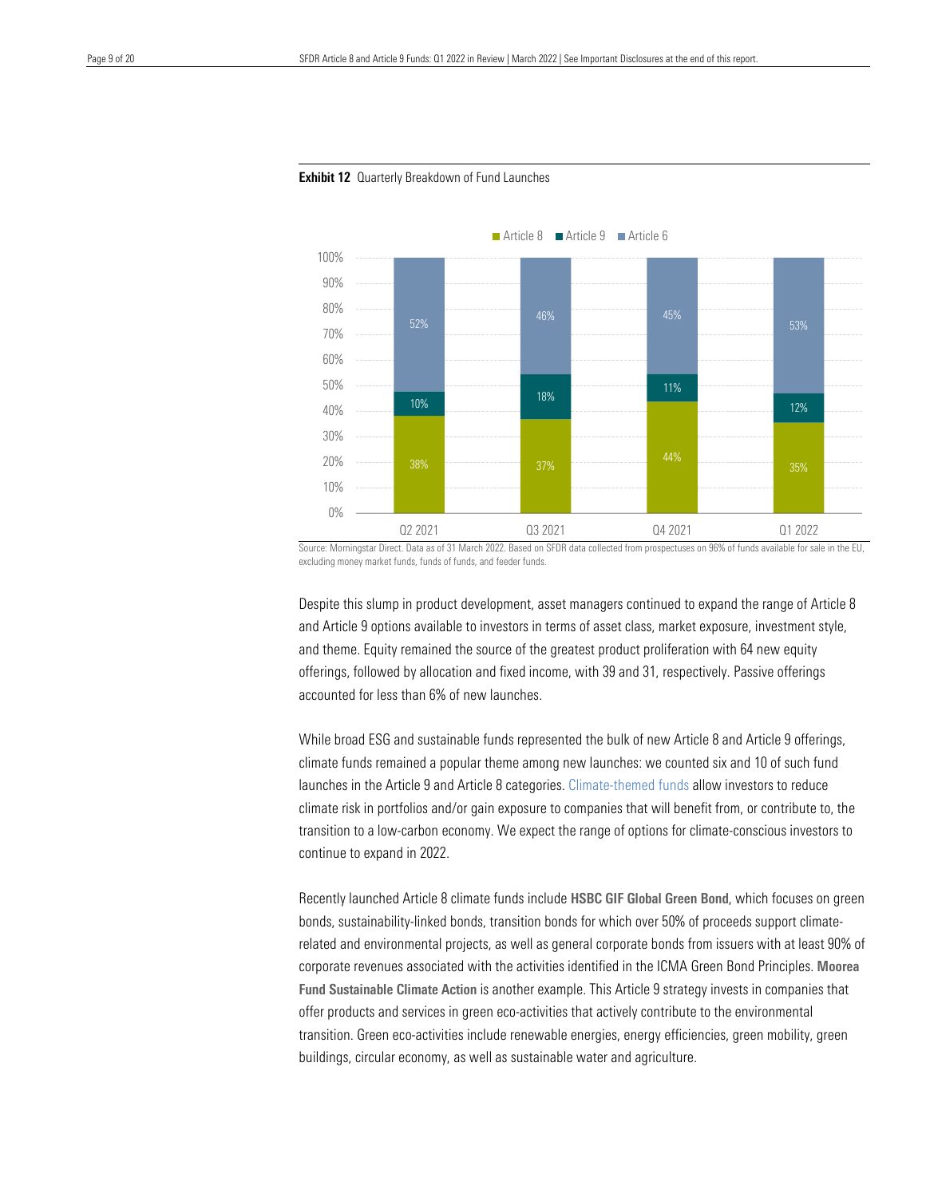**Exhibit 12** Quarterly Breakdown of Fund Launches

| | Article 8 | Article 9 | Article 6 |
|---|---|---|---|
| Q2 2021 | 38% | 10% | 52% |
| Q3 2021 | 37% | 18% | 46% |
| Q4 2021 | 44% | 11% | 45% |
| Q1 2022 | 35% | 12% | 53% |

Source: Morningstar Direct. Data as of 31 March 2022. Based on SFDR data collected from prospectuses on 96% of funds available for sale in the EU, excluding money market funds, funds of funds, and feeder funds.

Despite this slump in product development, asset managers continued to expand the range of Article 8 and Article 9 options available to investors in terms of asset class, market exposure, investment style, and theme. Equity remained the source of the greatest product proliferation with 64 new equity offerings, followed by allocation and fixed income, with 39 and 31, respectively. Passive offerings accounted for less than 6% of new launches.

While broad ESG and sustainable funds represented the bulk of new Article 8 and Article 9 offerings, climate funds remained a popular theme among new launches: we counted six and 10 of such fund launches in the Article 9 and Article 8 categories. Climate-themed funds allow investors to reduce climate risk in portfolios and/or gain exposure to companies that will benefit from, or contribute to, the transition to a low-carbon economy. We expect the range of options for climate-conscious investors to continue to expand in 2022.

Recently launched Article 8 climate funds include **HSBC GIF Global Green Bond**, which focuses on green bonds, sustainability-linked bonds, transition bonds for which over 50% of proceeds support climate-related and environmental projects, as well as general corporate bonds from issuers with at least 90% of corporate revenues associated with the activities identified in the ICMA Green Bond Principles. **Moorea Fund Sustainable Climate Action** is another example. This Article 9 strategy invests in companies that offer products and services in green eco-activities that actively contribute to the environmental transition. Green eco-activities include renewable energies, energy efficiencies, green mobility, green buildings, circular economy, as well as sustainable water and agriculture.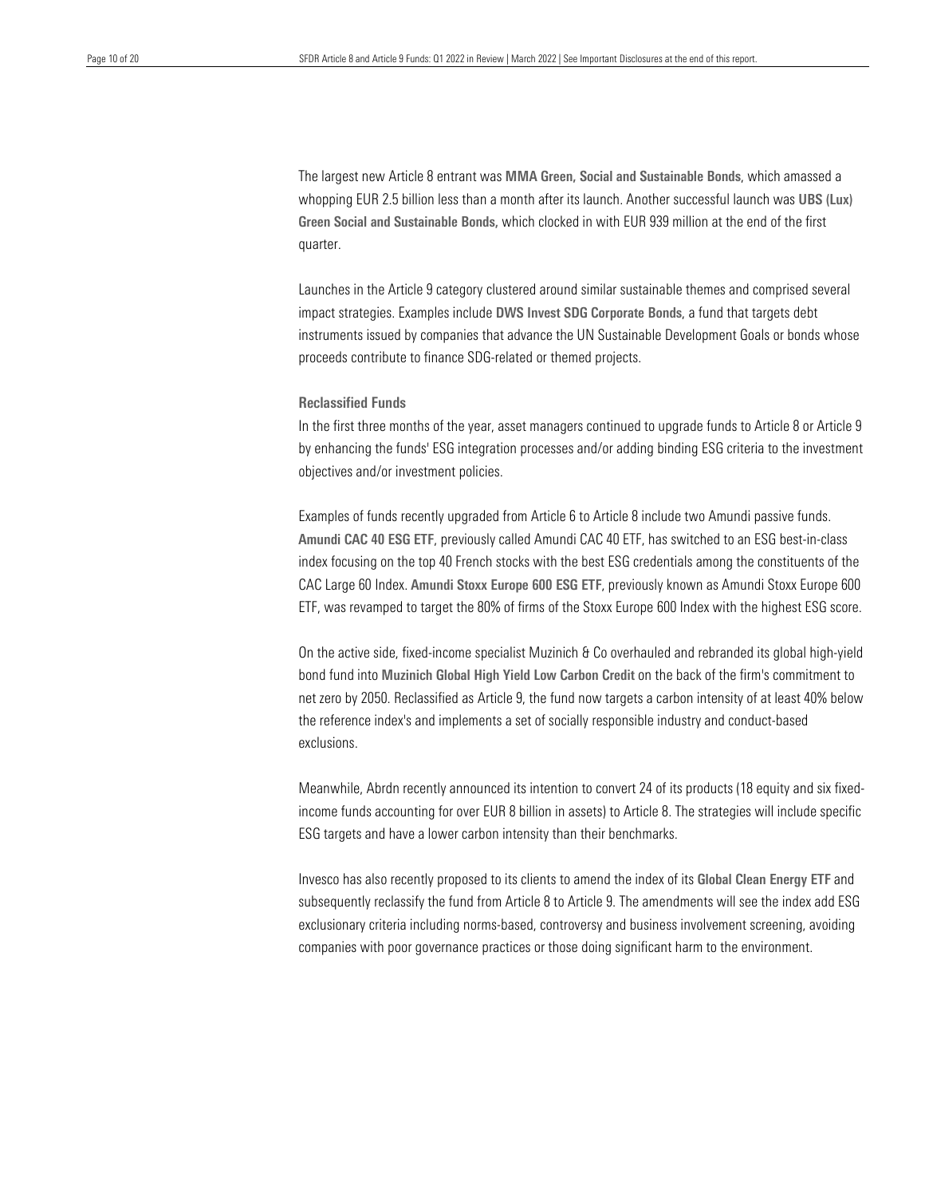The largest new Article 8 entrant was **MMA Green, Social and Sustainable Bonds**, which amassed a whopping EUR 2.5 billion less than a month after its launch. Another successful launch was **UBS (Lux) Green Social and Sustainable Bonds**, which clocked in with EUR 939 million at the end of the first quarter.

Launches in the Article 9 category clustered around similar sustainable themes and comprised several impact strategies. Examples include **DWS Invest SDG Corporate Bonds**, a fund that targets debt instruments issued by companies that advance the UN Sustainable Development Goals or bonds whose proceeds contribute to finance SDG-related or themed projects.

### Reclassified Funds

In the first three months of the year, asset managers continued to upgrade funds to Article 8 or Article 9 by enhancing the funds' ESG integration processes and/or adding binding ESG criteria to the investment objectives and/or investment policies.

Examples of funds recently upgraded from Article 6 to Article 8 include two Amundi passive funds. **Amundi CAC 40 ESG ETF**, previously called Amundi CAC 40 ETF, has switched to an ESG best-in-class index focusing on the top 40 French stocks with the best ESG credentials among the constituents of the CAC Large 60 Index. **Amundi Stoxx Europe 600 ESG ETF**, previously known as Amundi Stoxx Europe 600 ETF, was revamped to target the 80% of firms of the Stoxx Europe 600 Index with the highest ESG score.

On the active side, fixed-income specialist Muzinich & Co overhauled and rebranded its global high-yield bond fund into **Muzinich Global High Yield Low Carbon Credit** on the back of the firm's commitment to net zero by 2050. Reclassified as Article 9, the fund now targets a carbon intensity of at least 40% below the reference index's and implements a set of socially responsible industry and conduct-based exclusions.

Meanwhile, Abrdn recently announced its intention to convert 24 of its products (18 equity and six fixed-income funds accounting for over EUR 8 billion in assets) to Article 8. The strategies will include specific ESG targets and have a lower carbon intensity than their benchmarks.

Invesco has also recently proposed to its clients to amend the index of its **Global Clean Energy ETF** and subsequently reclassify the fund from Article 8 to Article 9. The amendments will see the index add ESG exclusionary criteria including norms-based, controversy and business involvement screening, avoiding companies with poor governance practices or those doing significant harm to the environment.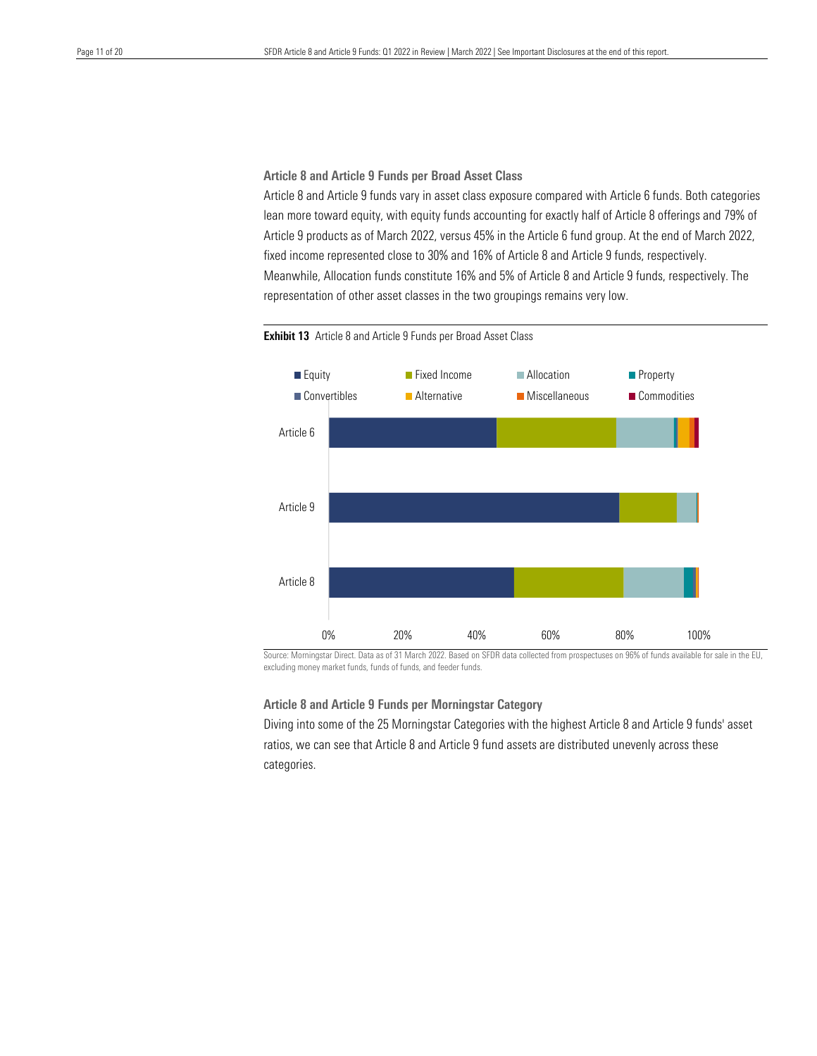### Article 8 and Article 9 Funds per Broad Asset Class

Article 8 and Article 9 funds vary in asset class exposure compared with Article 6 funds. Both categories lean more toward equity, with equity funds accounting for exactly half of Article 8 offerings and 79% of Article 9 products as of March 2022, versus 45% in the Article 6 fund group. At the end of March 2022, fixed income represented close to 30% and 16% of Article 8 and Article 9 funds, respectively. Meanwhile, Allocation funds constitute 16% and 5% of Article 8 and Article 9 funds, respectively. The representation of other asset classes in the two groupings remains very low.

**Exhibit 13** Article 8 and Article 9 Funds per Broad Asset Class

Source: Morningstar Direct. Data as of 31 March 2022. Based on SFDR data collected from prospectuses on 96% of funds available for sale in the EU, excluding money market funds, funds of funds, and feeder funds.

### Article 8 and Article 9 Funds per Morningstar Category

Diving into some of the 25 Morningstar Categories with the highest Article 8 and Article 9 funds' asset ratios, we can see that Article 8 and Article 9 fund assets are distributed unevenly across these categories.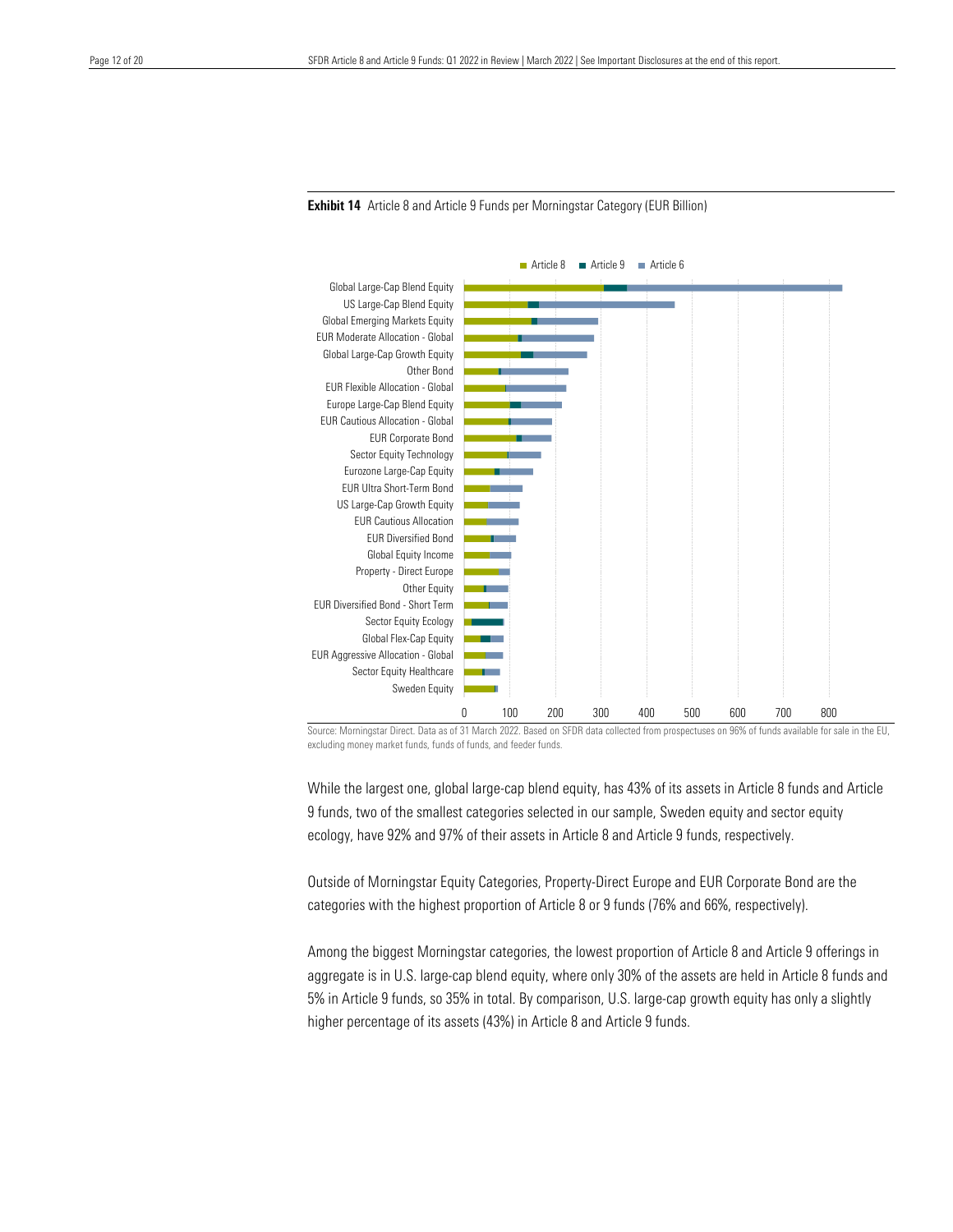**Exhibit 14** Article 8 and Article 9 Funds per Morningstar Category (EUR Billion)

Source: Morningstar Direct. Data as of 31 March 2022. Based on SFDR data collected from prospectuses on 96% of funds available for sale in the EU, excluding money market funds, funds of funds, and feeder funds.

While the largest one, global large-cap blend equity, has 43% of its assets in Article 8 funds and Article 9 funds, two of the smallest categories selected in our sample, Sweden equity and sector equity ecology, have 92% and 97% of their assets in Article 8 and Article 9 funds, respectively.

Outside of Morningstar Equity Categories, Property-Direct Europe and EUR Corporate Bond are the categories with the highest proportion of Article 8 or 9 funds (76% and 66%, respectively).

Among the biggest Morningstar categories, the lowest proportion of Article 8 and Article 9 offerings in aggregate is in U.S. large-cap blend equity, where only 30% of the assets are held in Article 8 funds and 5% in Article 9 funds, so 35% in total. By comparison, U.S. large-cap growth equity has only a slightly higher percentage of its assets (43%) in Article 8 and Article 9 funds.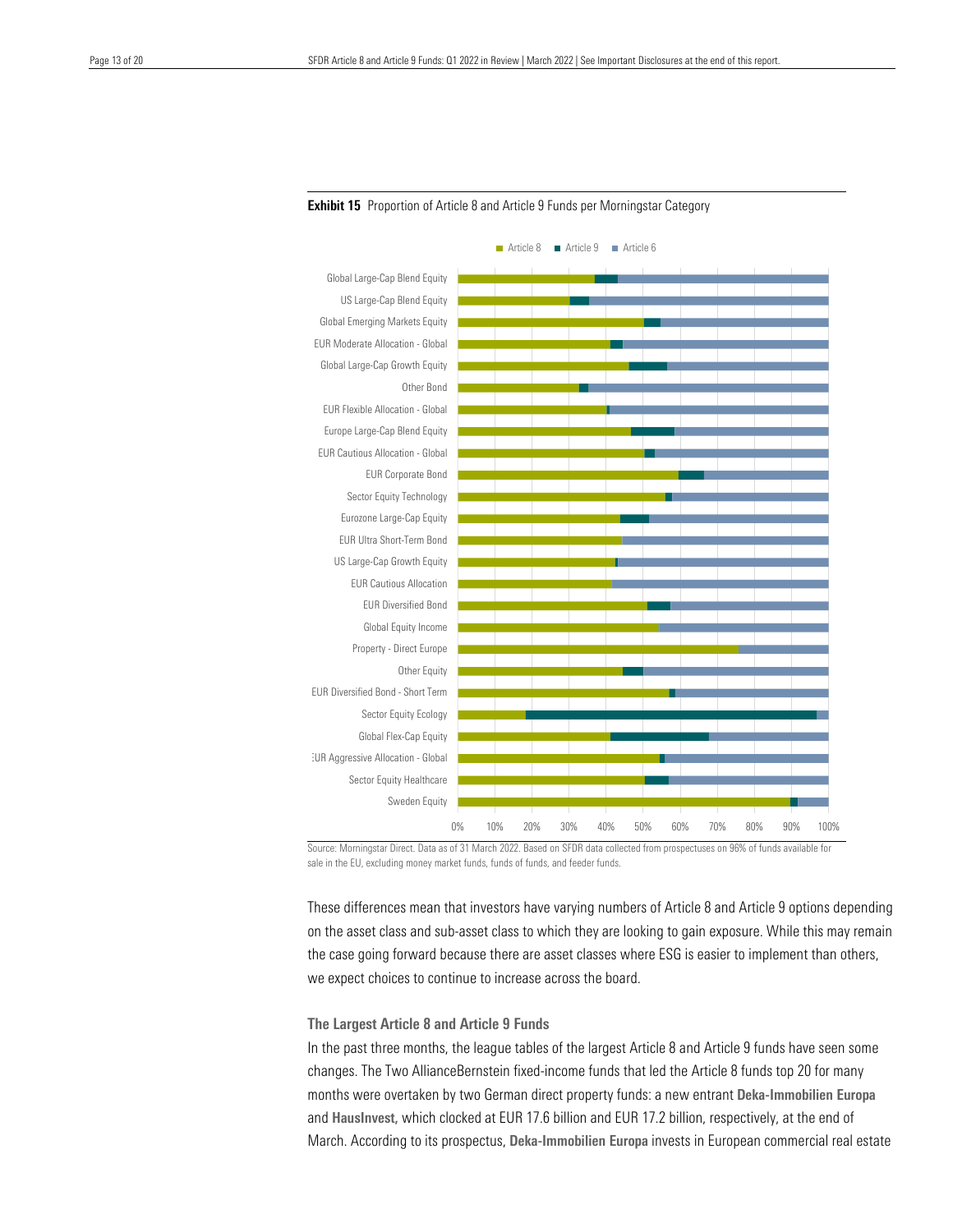**Exhibit 15** Proportion of Article 8 and Article 9 Funds per Morningstar Category

Source: Morningstar Direct. Data as of 31 March 2022. Based on SFDR data collected from prospectuses on 96% of funds available for sale in the EU, excluding money market funds, funds of funds, and feeder funds.

These differences mean that investors have varying numbers of Article 8 and Article 9 options depending on the asset class and sub-asset class to which they are looking to gain exposure. While this may remain the case going forward because there are asset classes where ESG is easier to implement than others, we expect choices to continue to increase across the board.

### The Largest Article 8 and Article 9 Funds

In the past three months, the league tables of the largest Article 8 and Article 9 funds have seen some changes. The Two AllianceBernstein fixed-income funds that led the Article 8 funds top 20 for many months were overtaken by two German direct property funds: a new entrant **Deka-Immobilien Europa** and **HausInvest,** which clocked at EUR 17.6 billion and EUR 17.2 billion, respectively, at the end of March. According to its prospectus, **Deka-Immobilien Europa** invests in European commercial real estate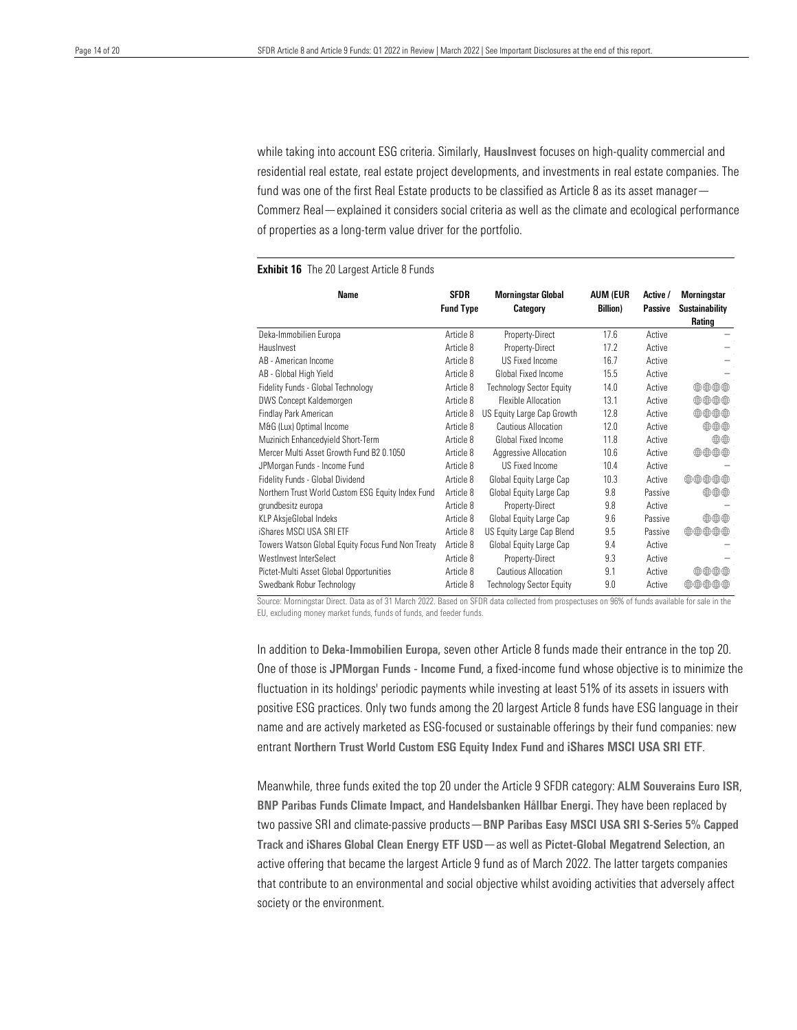while taking into account ESG criteria. Similarly, **HausInvest** focuses on high-quality commercial and residential real estate, real estate project developments, and investments in real estate companies. The fund was one of the first Real Estate products to be classified as Article 8 as its asset manager—Commerz Real—explained it considers social criteria as well as the climate and ecological performance of properties as a long-term value driver for the portfolio.

**Exhibit 16** The 20 Largest Article 8 Funds

| Name | SFDR Fund Type | Morningstar Global Category | AUM (EUR Billion) | Active / Passive | Morningstar Sustainability Rating |
|---|---|---|---|---|---|
| Deka-Immobilien Europa | Article 8 | Property-Direct | 17.6 | Active | – |
| HausInvest | Article 8 | Property-Direct | 17.2 | Active | – |
| AB - American Income | Article 8 | US Fixed Income | 16.7 | Active | – |
| AB - Global High Yield | Article 8 | Global Fixed Income | 15.5 | Active | – |
| Fidelity Funds - Global Technology | Article 8 | Technology Sector Equity | 14.0 | Active | 4 globes |
| DWS Concept Kaldemorgen | Article 8 | Flexible Allocation | 13.1 | Active | 4 globes |
| Findlay Park American | Article 8 | US Equity Large Cap Growth | 12.8 | Active | 4 globes |
| M&G (Lux) Optimal Income | Article 8 | Cautious Allocation | 12.0 | Active | 3 globes |
| Muzinich Enhancedyield Short-Term | Article 8 | Global Fixed Income | 11.8 | Active | 2 globes |
| Mercer Multi Asset Growth Fund B2 0.1050 | Article 8 | Aggressive Allocation | 10.6 | Active | 4 globes |
| JPMorgan Funds - Income Fund | Article 8 | US Fixed Income | 10.4 | Active | – |
| Fidelity Funds - Global Dividend | Article 8 | Global Equity Large Cap | 10.3 | Active | 5 globes |
| Northern Trust World Custom ESG Equity Index Fund | Article 8 | Global Equity Large Cap | 9.8 | Passive | 3 globes |
| grundbesitz europa | Article 8 | Property-Direct | 9.8 | Active | – |
| KLP AksjeGlobal Indeks | Article 8 | Global Equity Large Cap | 9.6 | Passive | 3 globes |
| iShares MSCI USA SRI ETF | Article 8 | US Equity Large Cap Blend | 9.5 | Passive | 5 globes |
| Towers Watson Global Equity Focus Fund Non Treaty | Article 8 | Global Equity Large Cap | 9.4 | Active | – |
| WestInvest InterSelect | Article 8 | Property-Direct | 9.3 | Active | – |
| Pictet-Multi Asset Global Opportunities | Article 8 | Cautious Allocation | 9.1 | Active | 4 globes |
| Swedbank Robur Technology | Article 8 | Technology Sector Equity | 9.0 | Active | 5 globes |

Source: Morningstar Direct. Data as of 31 March 2022. Based on SFDR data collected from prospectuses on 96% of funds available for sale in the EU, excluding money market funds, funds of funds, and feeder funds.

In addition to **Deka-Immobilien Europa**, seven other Article 8 funds made their entrance in the top 20. One of those is **JPMorgan Funds - Income Fund**, a fixed-income fund whose objective is to minimize the fluctuation in its holdings' periodic payments while investing at least 51% of its assets in issuers with positive ESG practices. Only two funds among the 20 largest Article 8 funds have ESG language in their name and are actively marketed as ESG-focused or sustainable offerings by their fund companies: new entrant **Northern Trust World Custom ESG Equity Index Fund** and **iShares MSCI USA SRI ETF**.

Meanwhile, three funds exited the top 20 under the Article 9 SFDR category: **ALM Souverains Euro ISR**, **BNP Paribas Funds Climate Impact**, and **Handelsbanken Hållbar Energi**. They have been replaced by two passive SRI and climate-passive products—**BNP Paribas Easy MSCI USA SRI S-Series 5% Capped Track** and **iShares Global Clean Energy ETF USD**—as well as **Pictet-Global Megatrend Selection**, an active offering that became the largest Article 9 fund as of March 2022. The latter targets companies that contribute to an environmental and social objective whilst avoiding activities that adversely affect society or the environment.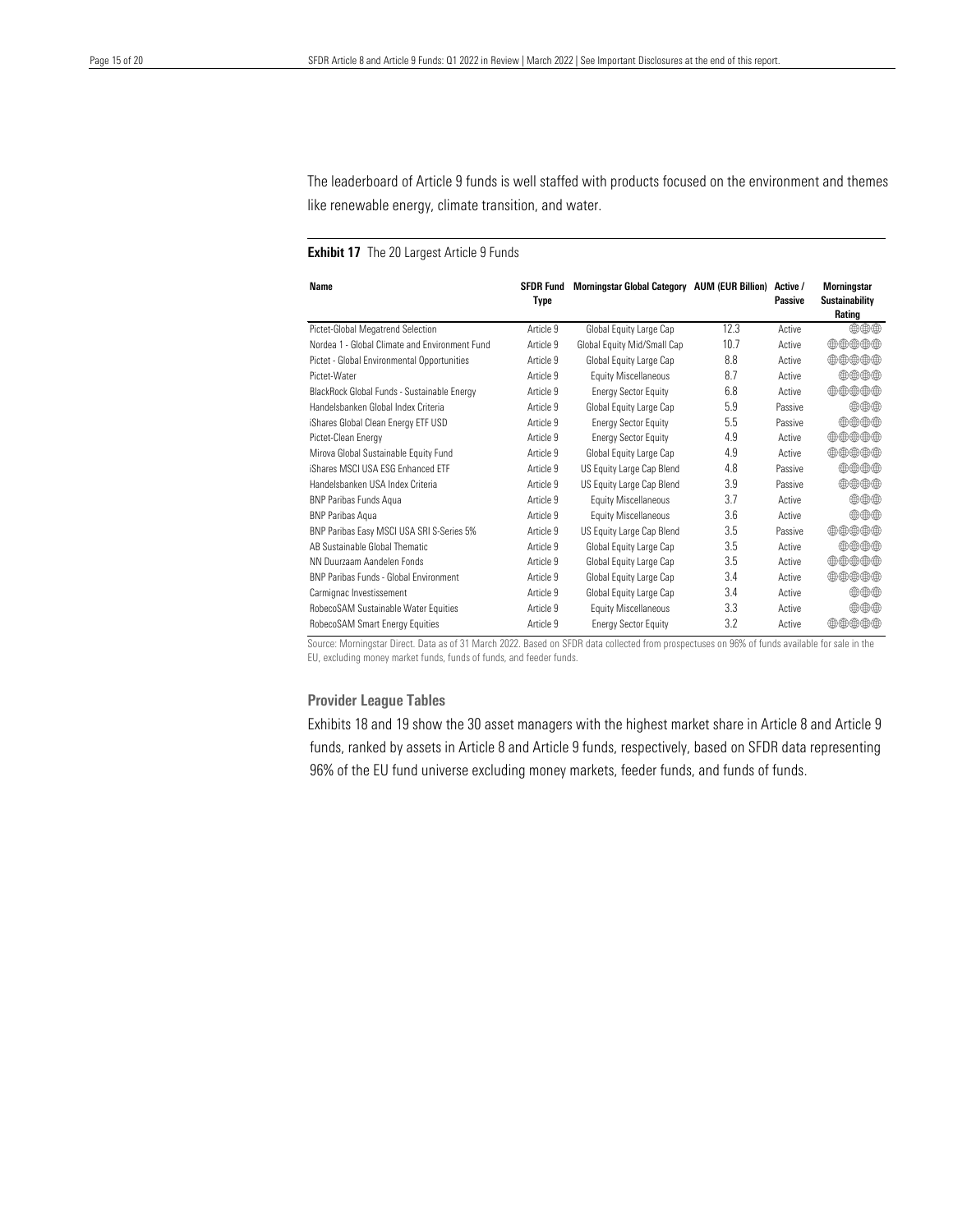The leaderboard of Article 9 funds is well staffed with products focused on the environment and themes like renewable energy, climate transition, and water.

**Exhibit 17** The 20 Largest Article 9 Funds

| Name | SFDR Fund Type | Morningstar Global Category | AUM (EUR Billion) | Active / Passive | Morningstar Sustainability Rating |
|---|---|---|---|---|---|
| Pictet-Global Megatrend Selection | Article 9 | Global Equity Large Cap | 12.3 | Active | 🌐🌐🌐 |
| Nordea 1 - Global Climate and Environment Fund | Article 9 | Global Equity Mid/Small Cap | 10.7 | Active | 🌐🌐🌐🌐🌐 |
| Pictet - Global Environmental Opportunities | Article 9 | Global Equity Large Cap | 8.8 | Active | 🌐🌐🌐🌐🌐 |
| Pictet-Water | Article 9 | Equity Miscellaneous | 8.7 | Active | 🌐🌐🌐🌐 |
| BlackRock Global Funds - Sustainable Energy | Article 9 | Energy Sector Equity | 6.8 | Active | 🌐🌐🌐🌐🌐 |
| Handelsbanken Global Index Criteria | Article 9 | Global Equity Large Cap | 5.9 | Passive | 🌐🌐🌐 |
| iShares Global Clean Energy ETF USD | Article 9 | Energy Sector Equity | 5.5 | Passive | 🌐🌐🌐🌐 |
| Pictet-Clean Energy | Article 9 | Energy Sector Equity | 4.9 | Active | 🌐🌐🌐🌐🌐 |
| Mirova Global Sustainable Equity Fund | Article 9 | Global Equity Large Cap | 4.9 | Active | 🌐🌐🌐🌐🌐 |
| iShares MSCI USA ESG Enhanced ETF | Article 9 | US Equity Large Cap Blend | 4.8 | Passive | 🌐🌐🌐🌐 |
| Handelsbanken USA Index Criteria | Article 9 | US Equity Large Cap Blend | 3.9 | Passive | 🌐🌐🌐🌐 |
| BNP Paribas Funds Aqua | Article 9 | Equity Miscellaneous | 3.7 | Active | 🌐🌐🌐 |
| BNP Paribas Aqua | Article 9 | Equity Miscellaneous | 3.6 | Active | 🌐🌐🌐 |
| BNP Paribas Easy MSCI USA SRI S-Series 5% | Article 9 | US Equity Large Cap Blend | 3.5 | Passive | 🌐🌐🌐🌐🌐 |
| AB Sustainable Global Thematic | Article 9 | Global Equity Large Cap | 3.5 | Active | 🌐🌐🌐🌐 |
| NN Duurzaam Aandelen Fonds | Article 9 | Global Equity Large Cap | 3.5 | Active | 🌐🌐🌐🌐🌐 |
| BNP Paribas Funds - Global Environment | Article 9 | Global Equity Large Cap | 3.4 | Active | 🌐🌐🌐🌐🌐 |
| Carmignac Investissement | Article 9 | Global Equity Large Cap | 3.4 | Active | 🌐🌐🌐 |
| RobecoSAM Sustainable Water Equities | Article 9 | Equity Miscellaneous | 3.3 | Active | 🌐🌐🌐 |
| RobecoSAM Smart Energy Equities | Article 9 | Energy Sector Equity | 3.2 | Active | 🌐🌐🌐🌐🌐 |

Source: Morningstar Direct. Data as of 31 March 2022. Based on SFDR data collected from prospectuses on 96% of funds available for sale in the EU, excluding money market funds, funds of funds, and feeder funds.

### Provider League Tables

Exhibits 18 and 19 show the 30 asset managers with the highest market share in Article 8 and Article 9 funds, ranked by assets in Article 8 and Article 9 funds, respectively, based on SFDR data representing 96% of the EU fund universe excluding money markets, feeder funds, and funds of funds.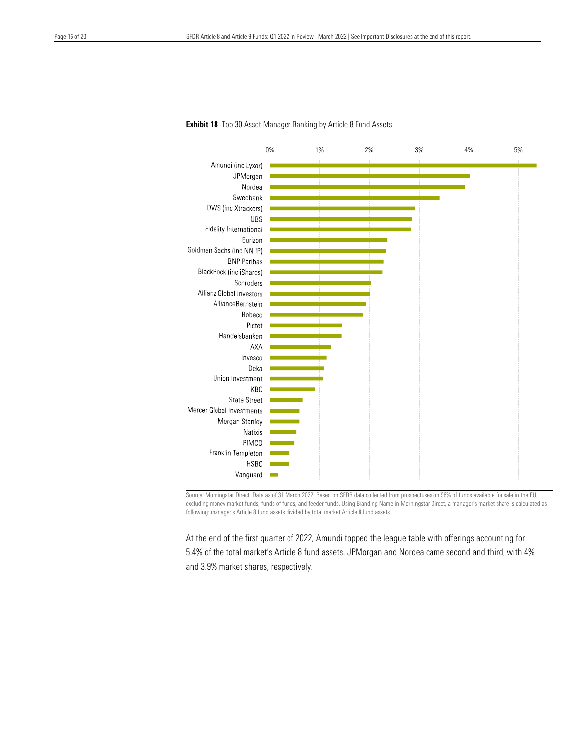**Exhibit 18** Top 30 Asset Manager Ranking by Article 8 Fund Assets

Amundi (inc Lyxor)
JPMorgan
Nordea
Swedbank
DWS (inc Xtrackers)
UBS
Fidelity International
Eurizon
Goldman Sachs (inc NN IP)
BNP Paribas
BlackRock (inc iShares)
Schroders
Allianz Global Investors
AllianceBernstein
Robeco
Pictet
Handelsbanken
AXA
Invesco
Deka
Union Investment
KBC
State Street
Mercer Global Investments
Morgan Stanley
Natixis
PIMCO
Franklin Templeton
HSBC
Vanguard

0% 1% 2% 3% 4% 5%

Source: Morningstar Direct. Data as of 31 March 2022. Based on SFDR data collected from prospectuses on 96% of funds available for sale in the EU, excluding money market funds, funds of funds, and feeder funds. Using Branding Name in Morningstar Direct, a manager's market share is calculated as following: manager's Article 8 fund assets divided by total market Article 8 fund assets.

At the end of the first quarter of 2022, Amundi topped the league table with offerings accounting for 5.4% of the total market's Article 8 fund assets. JPMorgan and Nordea came second and third, with 4% and 3.9% market shares, respectively.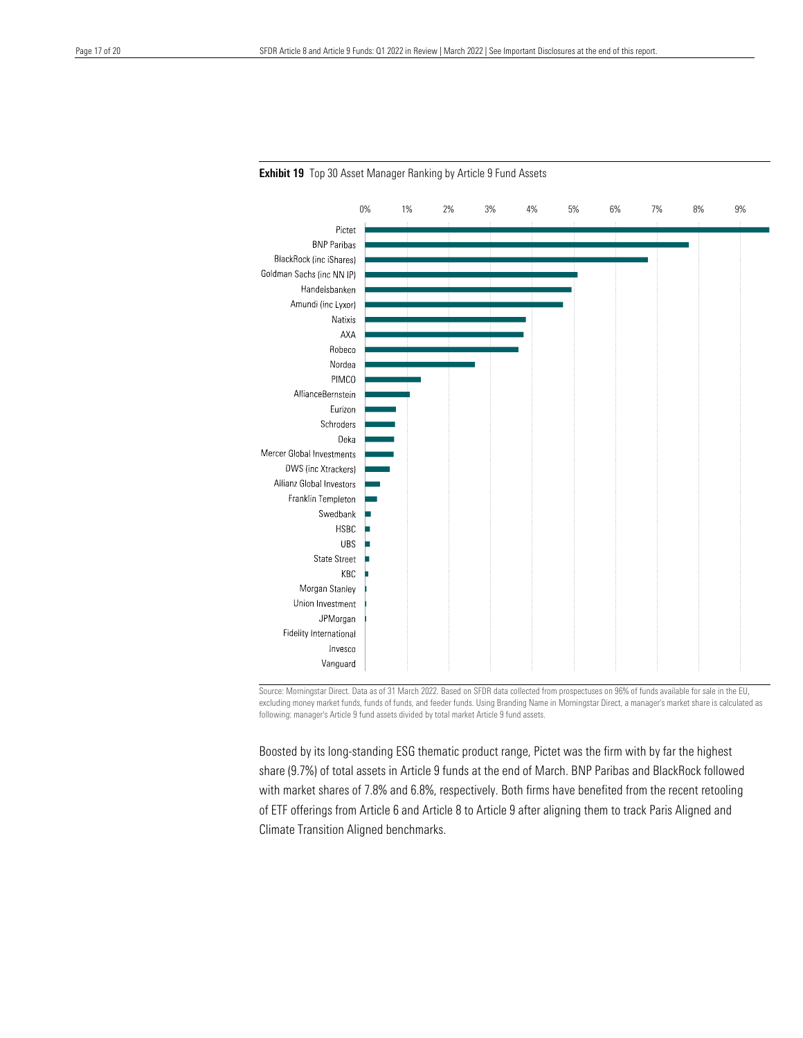**Exhibit 19** Top 30 Asset Manager Ranking by Article 9 Fund Assets

| Asset Manager |
|---|
| Pictet |
| BNP Paribas |
| BlackRock (inc iShares) |
| Goldman Sachs (inc NN IP) |
| Handelsbanken |
| Amundi (inc Lyxor) |
| Natixis |
| AXA |
| Robeco |
| Nordea |
| PIMCO |
| AllianceBernstein |
| Eurizon |
| Schroders |
| Deka |
| Mercer Global Investments |
| DWS (inc Xtrackers) |
| Allianz Global Investors |
| Franklin Templeton |
| Swedbank |
| HSBC |
| UBS |
| State Street |
| KBC |
| Morgan Stanley |
| Union Investment |
| JPMorgan |
| Fidelity International |
| Invesco |
| Vanguard |

Source: Morningstar Direct. Data as of 31 March 2022. Based on SFDR data collected from prospectuses on 96% of funds available for sale in the EU, excluding money market funds, funds of funds, and feeder funds. Using Branding Name in Morningstar Direct, a manager's market share is calculated as following: manager's Article 9 fund assets divided by total market Article 9 fund assets.

Boosted by its long-standing ESG thematic product range, Pictet was the firm with by far the highest share (9.7%) of total assets in Article 9 funds at the end of March. BNP Paribas and BlackRock followed with market shares of 7.8% and 6.8%, respectively. Both firms have benefited from the recent retooling of ETF offerings from Article 6 and Article 8 to Article 9 after aligning them to track Paris Aligned and Climate Transition Aligned benchmarks.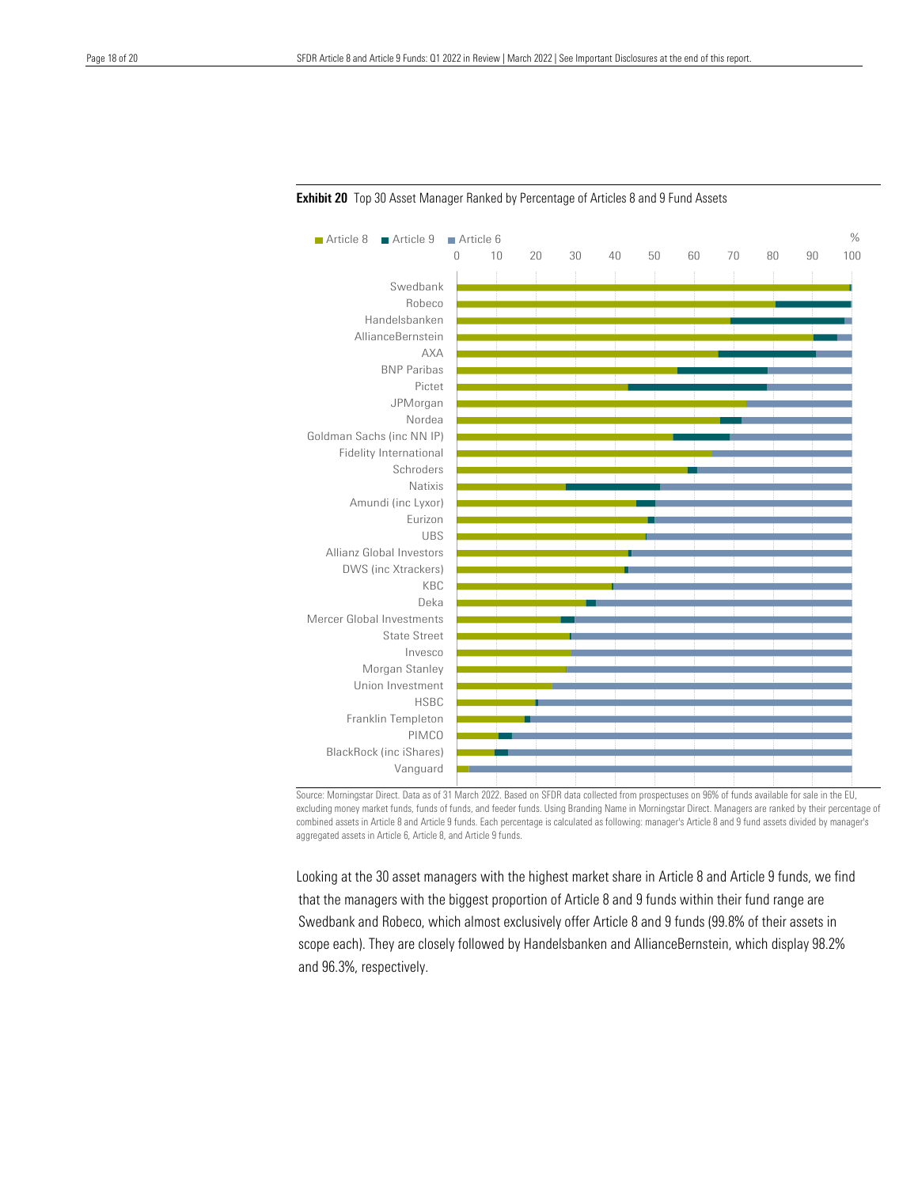**Exhibit 20** Top 30 Asset Manager Ranked by Percentage of Articles 8 and 9 Fund Assets

Source: Morningstar Direct. Data as of 31 March 2022. Based on SFDR data collected from prospectuses on 96% of funds available for sale in the EU, excluding money market funds, funds of funds, and feeder funds. Using Branding Name in Morningstar Direct. Managers are ranked by their percentage of combined assets in Article 8 and Article 9 funds. Each percentage is calculated as following: manager's Article 8 and 9 fund assets divided by manager's aggregated assets in Article 6, Article 8, and Article 9 funds.

Looking at the 30 asset managers with the highest market share in Article 8 and Article 9 funds, we find that the managers with the biggest proportion of Article 8 and 9 funds within their fund range are Swedbank and Robeco, which almost exclusively offer Article 8 and 9 funds (99.8% of their assets in scope each). They are closely followed by Handelsbanken and AllianceBernstein, which display 98.2% and 96.3%, respectively.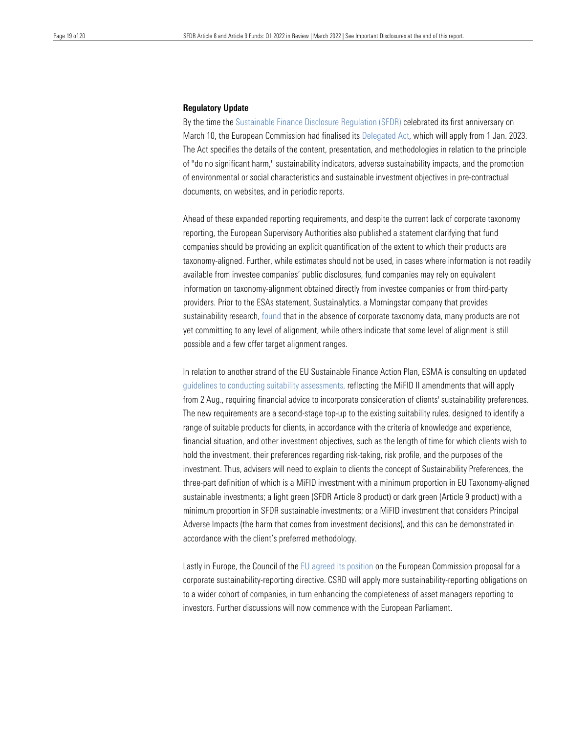**Regulatory Update**

By the time the Sustainable Finance Disclosure Regulation (SFDR) celebrated its first anniversary on March 10, the European Commission had finalised its Delegated Act, which will apply from 1 Jan. 2023. The Act specifies the details of the content, presentation, and methodologies in relation to the principle of "do no significant harm," sustainability indicators, adverse sustainability impacts, and the promotion of environmental or social characteristics and sustainable investment objectives in pre-contractual documents, on websites, and in periodic reports.

Ahead of these expanded reporting requirements, and despite the current lack of corporate taxonomy reporting, the European Supervisory Authorities also published a statement clarifying that fund companies should be providing an explicit quantification of the extent to which their products are taxonomy-aligned. Further, while estimates should not be used, in cases where information is not readily available from investee companies' public disclosures, fund companies may rely on equivalent information on taxonomy-alignment obtained directly from investee companies or from third-party providers. Prior to the ESAs statement, Sustainalytics, a Morningstar company that provides sustainability research, found that in the absence of corporate taxonomy data, many products are not yet committing to any level of alignment, while others indicate that some level of alignment is still possible and a few offer target alignment ranges.

In relation to another strand of the EU Sustainable Finance Action Plan, ESMA is consulting on updated guidelines to conducting suitability assessments, reflecting the MiFID II amendments that will apply from 2 Aug., requiring financial advice to incorporate consideration of clients' sustainability preferences. The new requirements are a second-stage top-up to the existing suitability rules, designed to identify a range of suitable products for clients, in accordance with the criteria of knowledge and experience, financial situation, and other investment objectives, such as the length of time for which clients wish to hold the investment, their preferences regarding risk-taking, risk profile, and the purposes of the investment. Thus, advisers will need to explain to clients the concept of Sustainability Preferences, the three-part definition of which is a MiFID investment with a minimum proportion in EU Taxonomy-aligned sustainable investments; a light green (SFDR Article 8 product) or dark green (Article 9 product) with a minimum proportion in SFDR sustainable investments; or a MiFID investment that considers Principal Adverse Impacts (the harm that comes from investment decisions), and this can be demonstrated in accordance with the client's preferred methodology.

Lastly in Europe, the Council of the EU agreed its position on the European Commission proposal for a corporate sustainability-reporting directive. CSRD will apply more sustainability-reporting obligations on to a wider cohort of companies, in turn enhancing the completeness of asset managers reporting to investors. Further discussions will now commence with the European Parliament.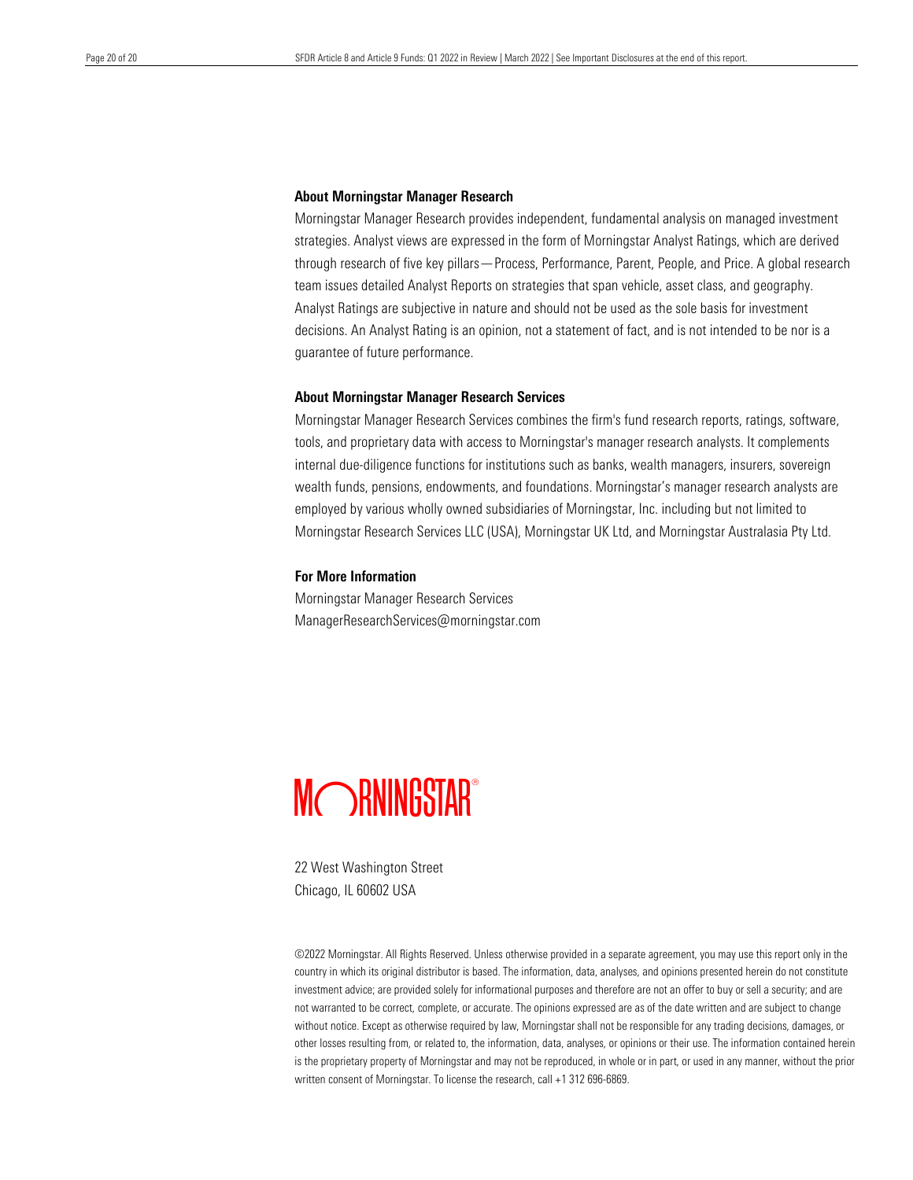**About Morningstar Manager Research**

Morningstar Manager Research provides independent, fundamental analysis on managed investment strategies. Analyst views are expressed in the form of Morningstar Analyst Ratings, which are derived through research of five key pillars—Process, Performance, Parent, People, and Price. A global research team issues detailed Analyst Reports on strategies that span vehicle, asset class, and geography. Analyst Ratings are subjective in nature and should not be used as the sole basis for investment decisions. An Analyst Rating is an opinion, not a statement of fact, and is not intended to be nor is a guarantee of future performance.

**About Morningstar Manager Research Services**

Morningstar Manager Research Services combines the firm's fund research reports, ratings, software, tools, and proprietary data with access to Morningstar's manager research analysts. It complements internal due-diligence functions for institutions such as banks, wealth managers, insurers, sovereign wealth funds, pensions, endowments, and foundations. Morningstar's manager research analysts are employed by various wholly owned subsidiaries of Morningstar, Inc. including but not limited to Morningstar Research Services LLC (USA), Morningstar UK Ltd, and Morningstar Australasia Pty Ltd.

**For More Information**

Morningstar Manager Research Services
ManagerResearchServices@morningstar.com

MORNINGSTAR®

22 West Washington Street
Chicago, IL 60602 USA

©2022 Morningstar. All Rights Reserved. Unless otherwise provided in a separate agreement, you may use this report only in the country in which its original distributor is based. The information, data, analyses, and opinions presented herein do not constitute investment advice; are provided solely for informational purposes and therefore are not an offer to buy or sell a security; and are not warranted to be correct, complete, or accurate. The opinions expressed are as of the date written and are subject to change without notice. Except as otherwise required by law, Morningstar shall not be responsible for any trading decisions, damages, or other losses resulting from, or related to, the information, data, analyses, or opinions or their use. The information contained herein is the proprietary property of Morningstar and may not be reproduced, in whole or in part, or used in any manner, without the prior written consent of Morningstar. To license the research, call +1 312 696-6869.